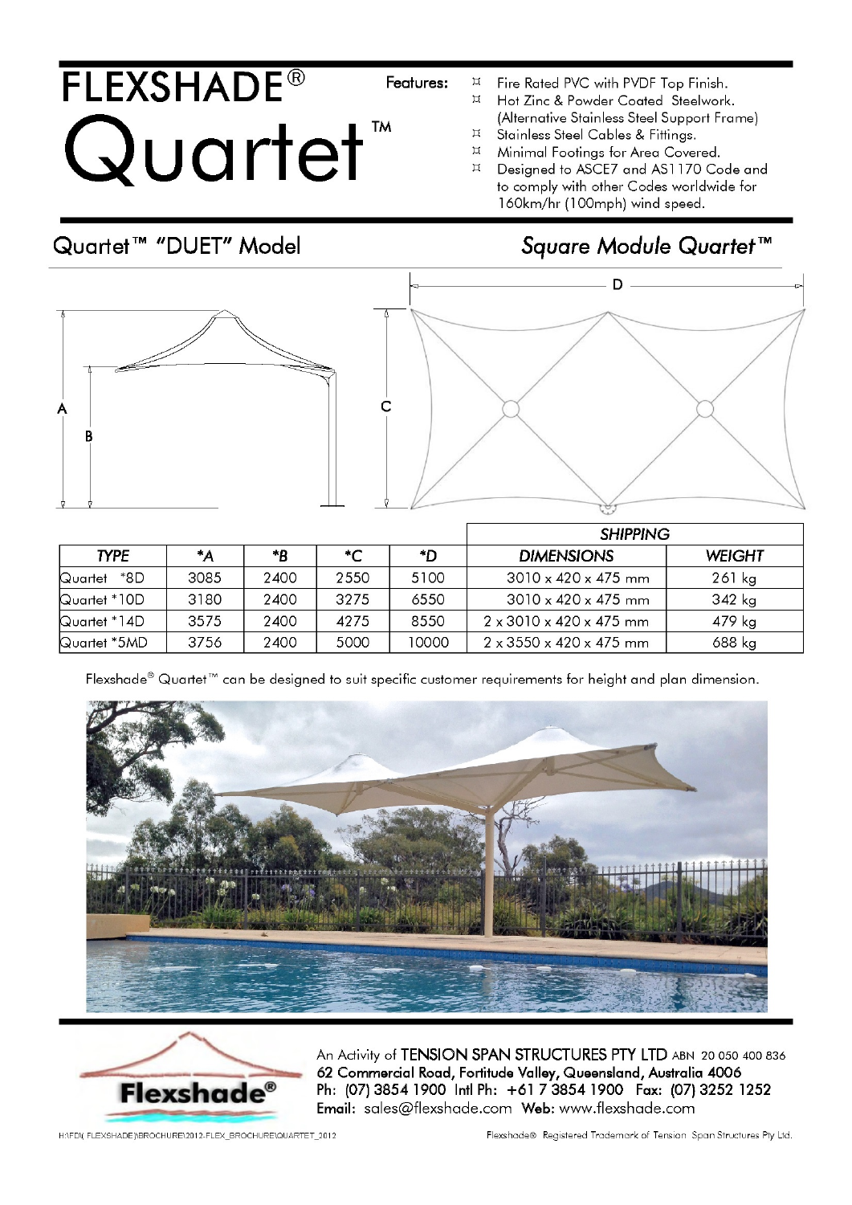# FLEXSHADE®

# Quartet™

**Features:**

- Fire Rated PVC with PVDF Top Finish.
- Hot Zinc & Powder Coated Steelwork. (Alternative Stainless Steel Support Frame)
- Stainless Steel Cables & Fittings.
- Minimal Footings for Area Covered.
- Designed to ASCE7 and AS1170 Code and to comply with other Codes worldwide for 160km/hr (100mph) wind speed.

## Quartet™ "DUET" Model

## *Square Module Quartet™*

| *TYPE* | **A* | **B* | **C* | **D* | *SHIPPING DIMENSIONS* | *SHIPPING WEIGHT* |
|---|---|---|---|---|---|---|
| Quartet *8D | 3085 | 2400 | 2550 | 5100 | 3010 x 420 x 475 mm | 261 kg |
| Quartet *10D | 3180 | 2400 | 3275 | 6550 | 3010 x 420 x 475 mm | 342 kg |
| Quartet *14D | 3575 | 2400 | 4275 | 8550 | 2 x 3010 x 420 x 475 mm | 479 kg |
| Quartet *5MD | 3756 | 2400 | 5000 | 10000 | 2 x 3550 x 420 x 475 mm | 688 kg |

Flexshade® Quartet™ can be designed to suit specific customer requirements for height and plan dimension.

An Activity of TENSION SPAN STRUCTURES PTY LTD ABN 20 050 400 836
62 Commercial Road, Fortitude Valley, Queensland, Australia 4006
Ph: (07) 3854 1900 Intl Ph: +61 7 3854 1900 Fax: (07) 3252 1252
Email: sales@flexshade.com Web: www.flexshade.com

H:\FD\(FLEXSHADE)\BROCHURE\2012-FLEX_BROCHURE\QUARTET_2012

Flexshade® Registered Trademark of Tension Span Structures Pty Ltd.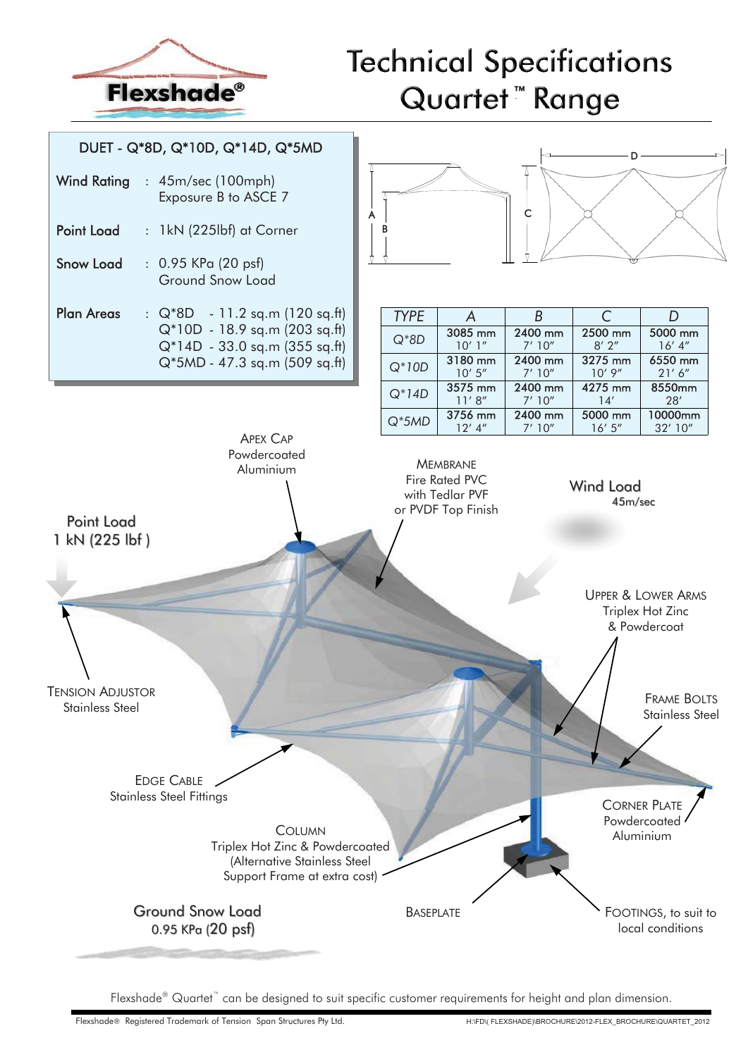# Technical Specifications Quartet™ Range

Flexshade®

## DUET - Q*8D, Q*10D, Q*14D, Q*5MD

**Wind Rating** : 45m/sec (100mph)
Exposure B to ASCE 7

**Point Load** : 1kN (225lbf) at Corner

**Snow Load** : 0.95 KPa (20 psf)
Ground Snow Load

**Plan Areas** : Q*8D - 11.2 sq.m (120 sq.ft)
Q*10D - 18.9 sq.m (203 sq.ft)
Q*14D - 33.0 sq.m (355 sq.ft)
Q*5MD - 47.3 sq.m (509 sq.ft)

A
B
C
D

| TYPE | A | B | C | D |
|---|---|---|---|---|
| Q*8D | 3085 mm 10′ 1″ | 2400 mm 7′ 10″ | 2500 mm 8′ 2″ | 5000 mm 16′ 4″ |
| Q*10D | 3180 mm 10′ 5″ | 2400 mm 7′ 10″ | 3275 mm 10′ 9″ | 6550 mm 21′ 6″ |
| Q*14D | 3575 mm 11′ 8″ | 2400 mm 7′ 10″ | 4275 mm 14′ | 8550mm 28′ |
| Q*5MD | 3756 mm 12′ 4″ | 2400 mm 7′ 10″ | 5000 mm 16′ 5″ | 10000mm 32′ 10″ |

APEX CAP
Powdercoated Aluminium

MEMBRANE
Fire Rated PVC with Tedlar PVF or PVDF Top Finish

Wind Load
45m/sec

Point Load
1 kN (225 lbf )

UPPER & LOWER ARMS
Triplex Hot Zinc & Powdercoat

TENSION ADJUSTOR
Stainless Steel

FRAME BOLTS
Stainless Steel

EDGE CABLE
Stainless Steel Fittings

CORNER PLATE
Powdercoated Aluminium

COLUMN
Triplex Hot Zinc & Powdercoated
(Alternative Stainless Steel Support Frame at extra cost)

Ground Snow Load
0.95 KPa (20 psf)

BASEPLATE

FOOTINGS, to suit to local conditions

Flexshade® Quartet™ can be designed to suit specific customer requirements for height and plan dimension.

Flexshade® Registered Trademark of Tension Span Structures Pty Ltd.